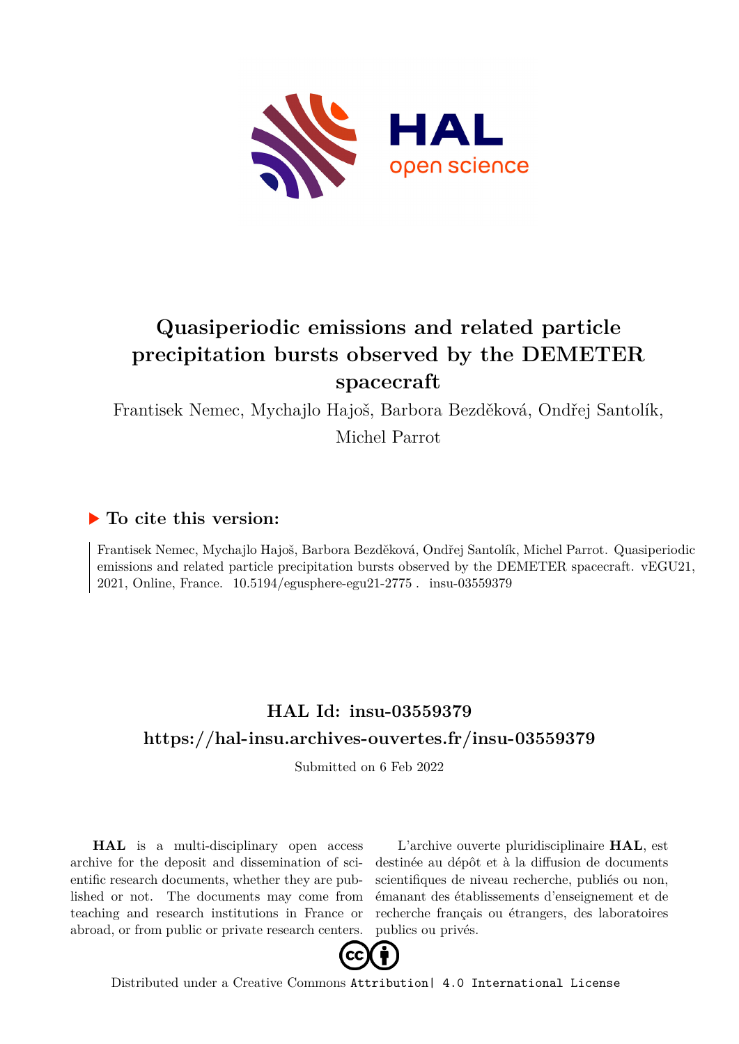# Quasiperiodic emissions and related particle precipitation bursts observed by the DEMETER spacecraft

Frantisek Nemec, Mychajlo Hajoš, Barbora Bezděková, Ondřej Santolík, Michel Parrot

## ▶ To cite this version:

Frantisek Nemec, Mychajlo Hajoš, Barbora Bezděková, Ondřej Santolík, Michel Parrot. Quasiperiodic emissions and related particle precipitation bursts observed by the DEMETER spacecraft. vEGU21, 2021, Online, France. 10.5194/egusphere-egu21-2775 . insu-03559379

## HAL Id: insu-03559379

## https://hal-insu.archives-ouvertes.fr/insu-03559379

Submitted on 6 Feb 2022

**HAL** is a multi-disciplinary open access archive for the deposit and dissemination of scientific research documents, whether they are published or not. The documents may come from teaching and research institutions in France or abroad, or from public or private research centers.

L'archive ouverte pluridisciplinaire **HAL**, est destinée au dépôt et à la diffusion de documents scientifiques de niveau recherche, publiés ou non, émanant des établissements d'enseignement et de recherche français ou étrangers, des laboratoires publics ou privés.

Distributed under a Creative Commons Attribution| 4.0 International License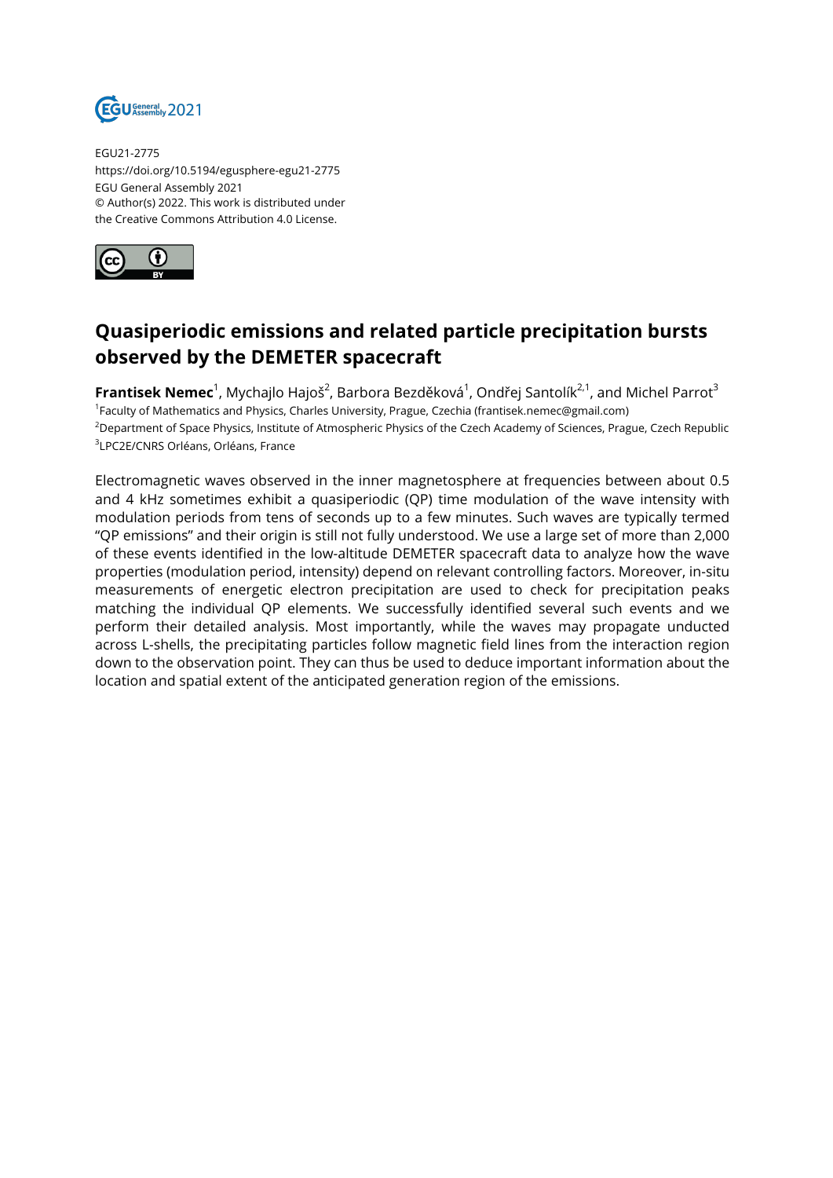EGU21-2775
https://doi.org/10.5194/egusphere-egu21-2775
EGU General Assembly 2021
© Author(s) 2022. This work is distributed under
the Creative Commons Attribution 4.0 License.

# Quasiperiodic emissions and related particle precipitation bursts observed by the DEMETER spacecraft

**Frantisek Nemec**[1], Mychajlo Hajoš[2], Barbora Bezděková[1], Ondřej Santolík[2,1], and Michel Parrot[3]

[1]Faculty of Mathematics and Physics, Charles University, Prague, Czechia (frantisek.nemec@gmail.com)
[2]Department of Space Physics, Institute of Atmospheric Physics of the Czech Academy of Sciences, Prague, Czech Republic
[3]LPC2E/CNRS Orléans, Orléans, France

Electromagnetic waves observed in the inner magnetosphere at frequencies between about 0.5 and 4 kHz sometimes exhibit a quasiperiodic (QP) time modulation of the wave intensity with modulation periods from tens of seconds up to a few minutes. Such waves are typically termed "QP emissions" and their origin is still not fully understood. We use a large set of more than 2,000 of these events identified in the low-altitude DEMETER spacecraft data to analyze how the wave properties (modulation period, intensity) depend on relevant controlling factors. Moreover, in-situ measurements of energetic electron precipitation are used to check for precipitation peaks matching the individual QP elements. We successfully identified several such events and we perform their detailed analysis. Most importantly, while the waves may propagate unducted across L-shells, the precipitating particles follow magnetic field lines from the interaction region down to the observation point. They can thus be used to deduce important information about the location and spatial extent of the anticipated generation region of the emissions.